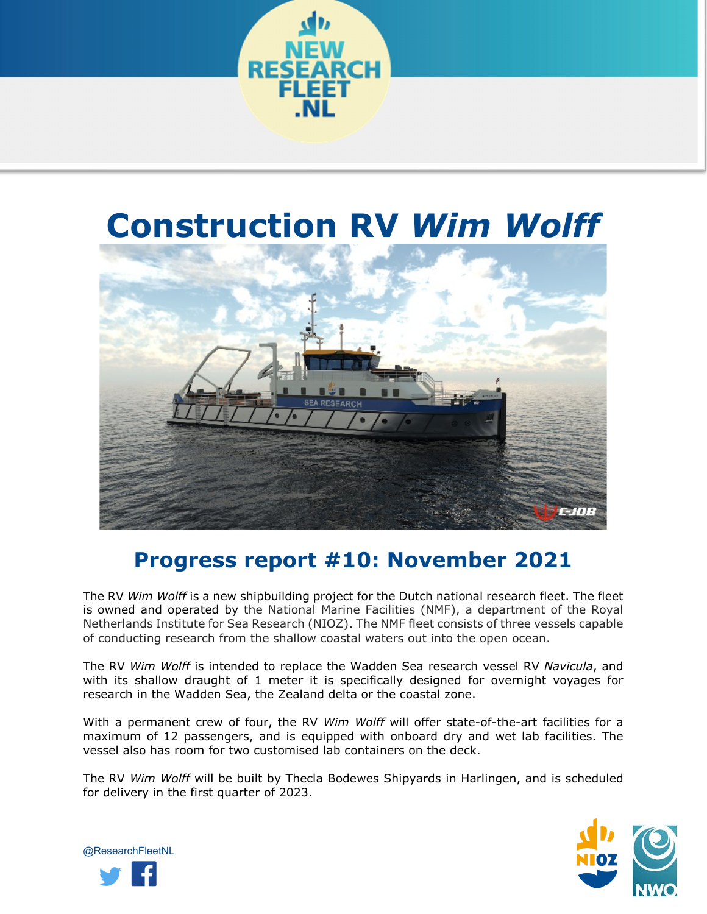# Construction RV *Wim Wolff*

## Progress report #10: November 2021

The RV *Wim Wolff* is a new shipbuilding project for the Dutch national research fleet. The fleet is owned and operated by the National Marine Facilities (NMF), a department of the Royal Netherlands Institute for Sea Research (NIOZ). The NMF fleet consists of three vessels capable of conducting research from the shallow coastal waters out into the open ocean.

The RV *Wim Wolff* is intended to replace the Wadden Sea research vessel RV *Navicula*, and with its shallow draught of 1 meter it is specifically designed for overnight voyages for research in the Wadden Sea, the Zealand delta or the coastal zone.

With a permanent crew of four, the RV *Wim Wolff* will offer state-of-the-art facilities for a maximum of 12 passengers, and is equipped with onboard dry and wet lab facilities. The vessel also has room for two customised lab containers on the deck.

The RV *Wim Wolff* will be built by Thecla Bodewes Shipyards in Harlingen, and is scheduled for delivery in the first quarter of 2023.

@ResearchFleetNL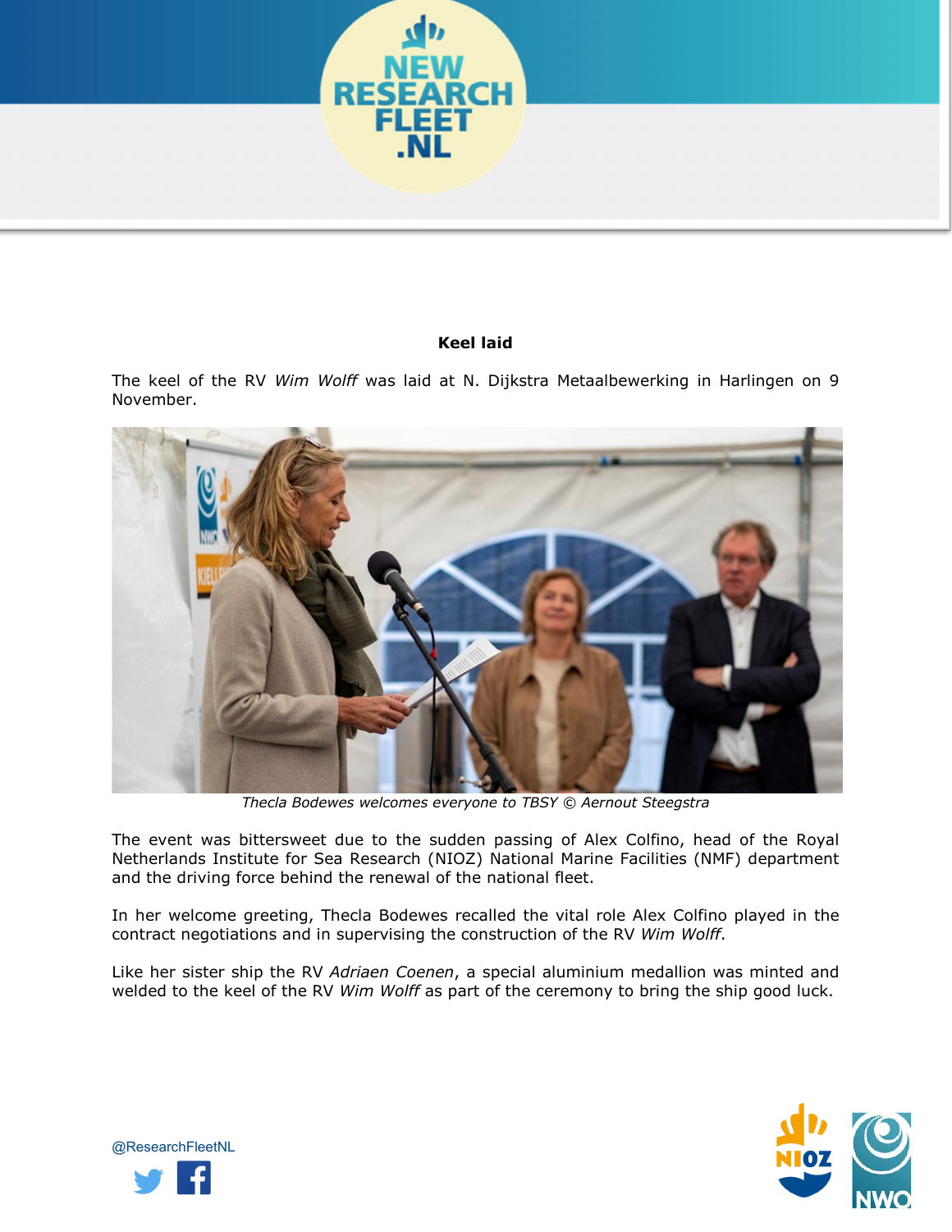**Keel laid**

The keel of the RV *Wim Wolff* was laid at N. Dijkstra Metaalbewerking in Harlingen on 9 November.

*Thecla Bodewes welcomes everyone to TBSY © Aernout Steegstra*

The event was bittersweet due to the sudden passing of Alex Colfino, head of the Royal Netherlands Institute for Sea Research (NIOZ) National Marine Facilities (NMF) department and the driving force behind the renewal of the national fleet.

In her welcome greeting, Thecla Bodewes recalled the vital role Alex Colfino played in the contract negotiations and in supervising the construction of the RV *Wim Wolff*.

Like her sister ship the RV *Adriaen Coenen*, a special aluminium medallion was minted and welded to the keel of the RV *Wim Wolff* as part of the ceremony to bring the ship good luck.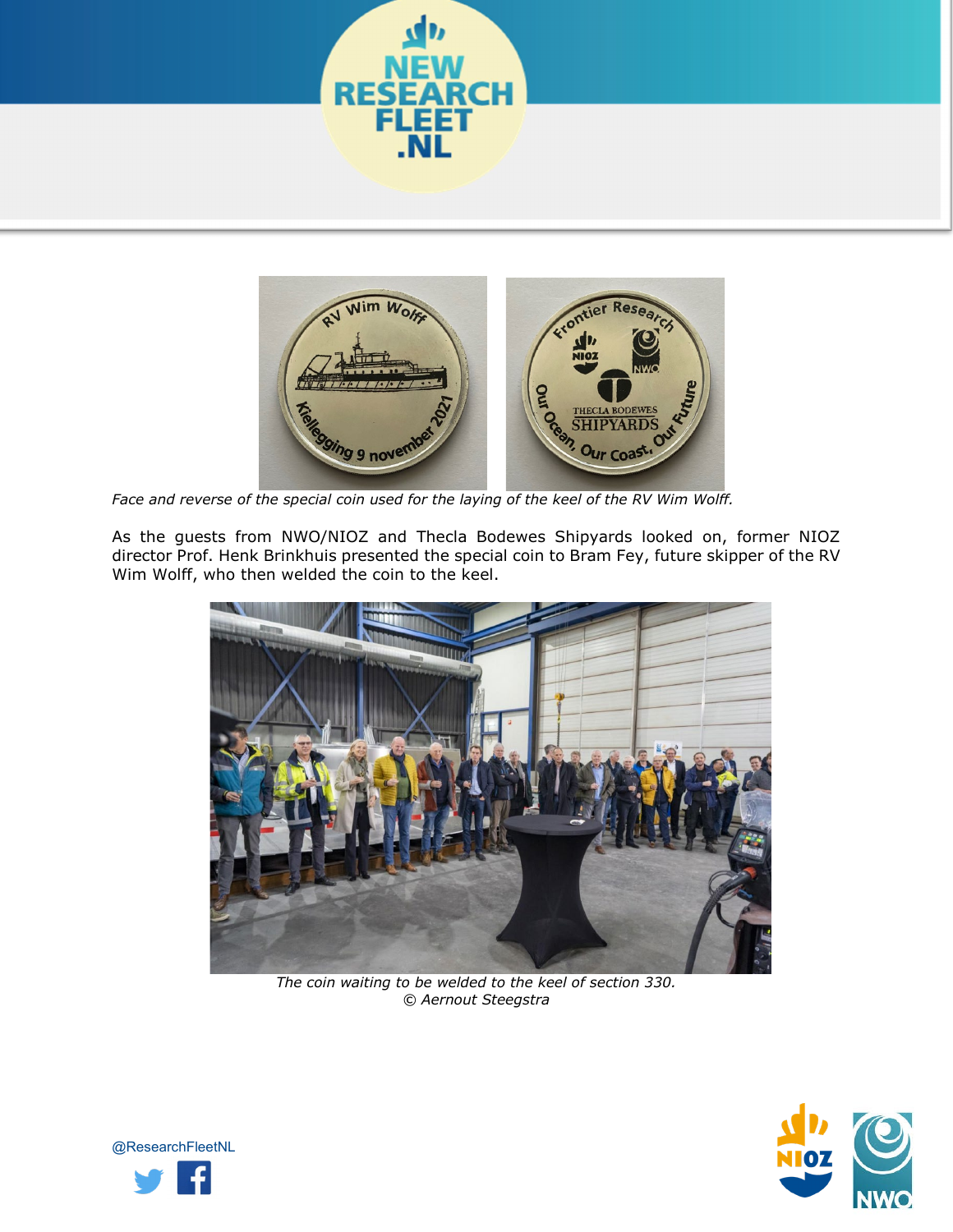*Face and reverse of the special coin used for the laying of the keel of the RV Wim Wolff.*

As the guests from NWO/NIOZ and Thecla Bodewes Shipyards looked on, former NIOZ director Prof. Henk Brinkhuis presented the special coin to Bram Fey, future skipper of the RV Wim Wolff, who then welded the coin to the keel.

*The coin waiting to be welded to the keel of section 330.*
*© Aernout Steegstra*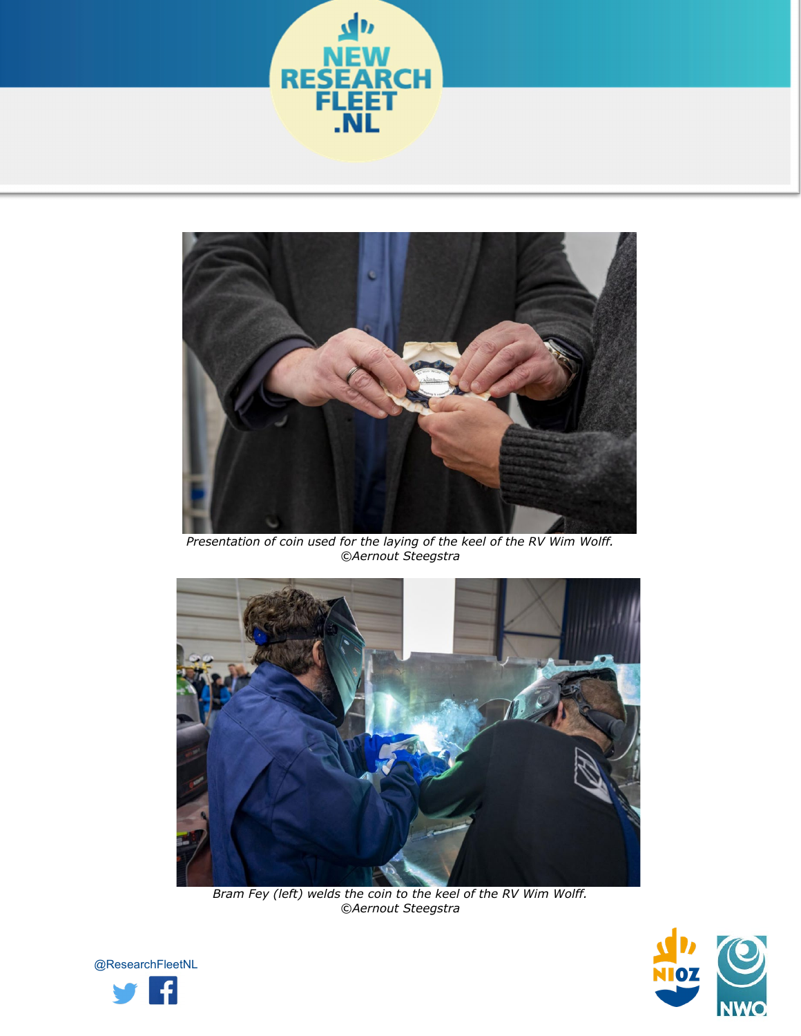Presentation of coin used for the laying of the keel of the RV Wim Wolff.
©Aernout Steegstra

Bram Fey (left) welds the coin to the keel of the RV Wim Wolff.
©Aernout Steegstra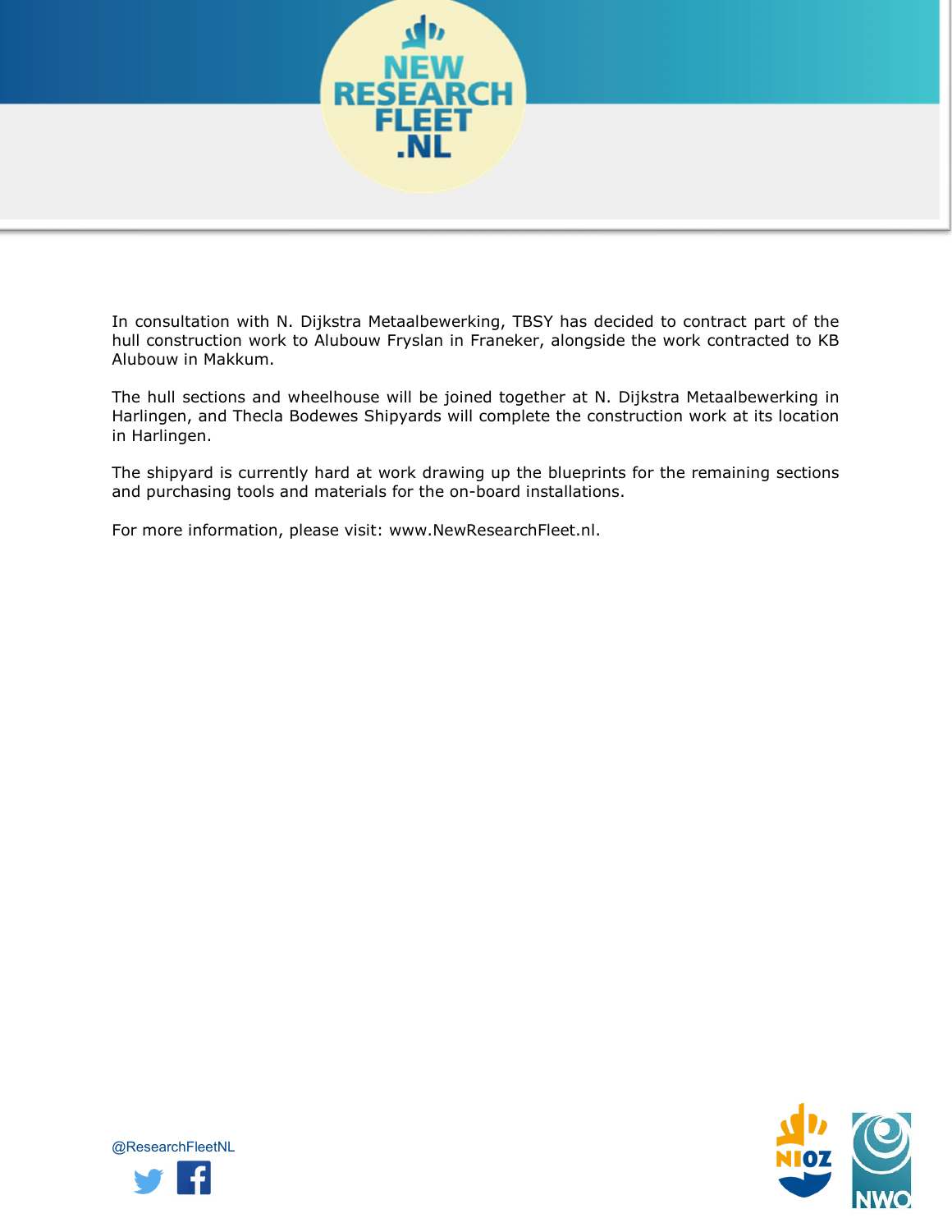In consultation with N. Dijkstra Metaalbewerking, TBSY has decided to contract part of the hull construction work to Alubouw Fryslan in Franeker, alongside the work contracted to KB Alubouw in Makkum.

The hull sections and wheelhouse will be joined together at N. Dijkstra Metaalbewerking in Harlingen, and Thecla Bodewes Shipyards will complete the construction work at its location in Harlingen.

The shipyard is currently hard at work drawing up the blueprints for the remaining sections and purchasing tools and materials for the on-board installations.

For more information, please visit: www.NewResearchFleet.nl.

@ResearchFleetNL